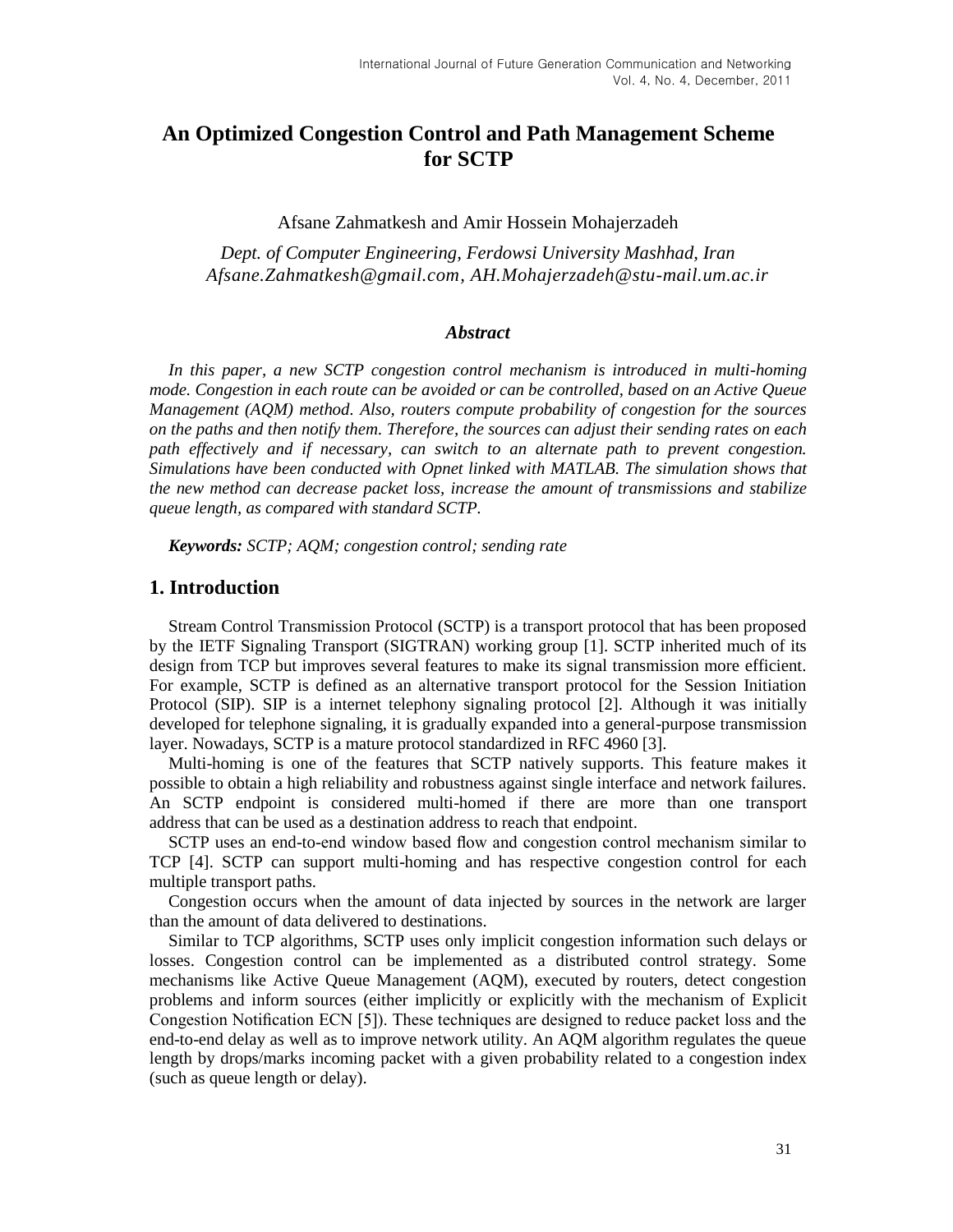# An Optimized Congestion Control and Path Management Scheme for SCTP

Afsane Zahmatkesh and Amir Hossein Mohajerzadeh

*Dept. of Computer Engineering, Ferdowsi University Mashhad, Iran*
*Afsane.Zahmatkesh@gmail.com, AH.Mohajerzadeh@stu-mail.um.ac.ir*

### *Abstract*

*In this paper, a new SCTP congestion control mechanism is introduced in multi-homing mode. Congestion in each route can be avoided or can be controlled, based on an Active Queue Management (AQM) method. Also, routers compute probability of congestion for the sources on the paths and then notify them. Therefore, the sources can adjust their sending rates on each path effectively and if necessary, can switch to an alternate path to prevent congestion. Simulations have been conducted with Opnet linked with MATLAB. The simulation shows that the new method can decrease packet loss, increase the amount of transmissions and stabilize queue length, as compared with standard SCTP.*

***Keywords:*** *SCTP; AQM; congestion control; sending rate*

## 1. Introduction

Stream Control Transmission Protocol (SCTP) is a transport protocol that has been proposed by the IETF Signaling Transport (SIGTRAN) working group [1]. SCTP inherited much of its design from TCP but improves several features to make its signal transmission more efficient. For example, SCTP is defined as an alternative transport protocol for the Session Initiation Protocol (SIP). SIP is a internet telephony signaling protocol [2]. Although it was initially developed for telephone signaling, it is gradually expanded into a general-purpose transmission layer. Nowadays, SCTP is a mature protocol standardized in RFC 4960 [3].

Multi-homing is one of the features that SCTP natively supports. This feature makes it possible to obtain a high reliability and robustness against single interface and network failures. An SCTP endpoint is considered multi-homed if there are more than one transport address that can be used as a destination address to reach that endpoint.

SCTP uses an end-to-end window based flow and congestion control mechanism similar to TCP [4]. SCTP can support multi-homing and has respective congestion control for each multiple transport paths.

Congestion occurs when the amount of data injected by sources in the network are larger than the amount of data delivered to destinations.

Similar to TCP algorithms, SCTP uses only implicit congestion information such delays or losses. Congestion control can be implemented as a distributed control strategy. Some mechanisms like Active Queue Management (AQM), executed by routers, detect congestion problems and inform sources (either implicitly or explicitly with the mechanism of Explicit Congestion Notification ECN [5]). These techniques are designed to reduce packet loss and the end-to-end delay as well as to improve network utility. An AQM algorithm regulates the queue length by drops/marks incoming packet with a given probability related to a congestion index (such as queue length or delay).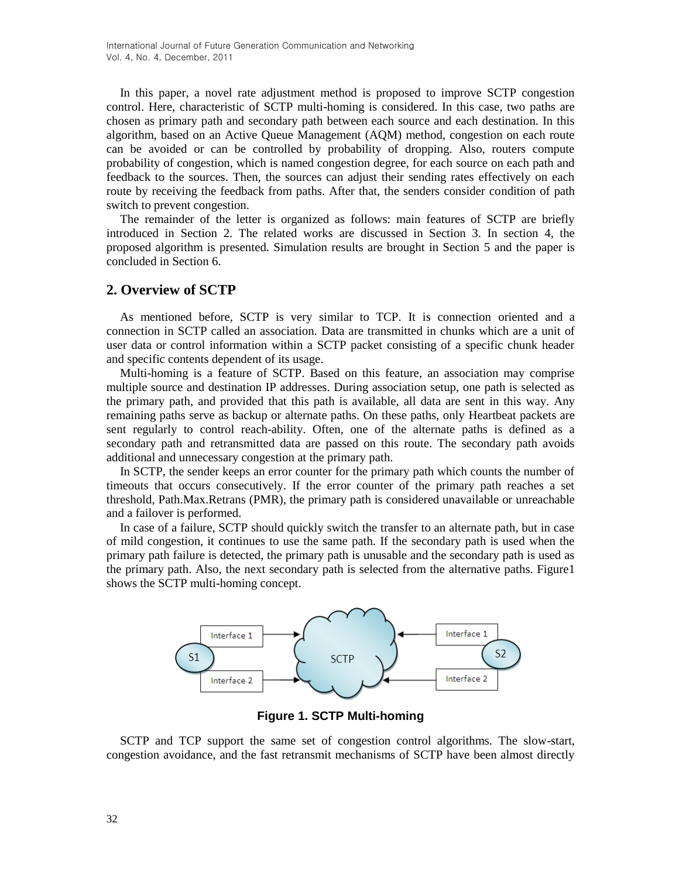In this paper, a novel rate adjustment method is proposed to improve SCTP congestion control. Here, characteristic of SCTP multi-homing is considered. In this case, two paths are chosen as primary path and secondary path between each source and each destination. In this algorithm, based on an Active Queue Management (AQM) method, congestion on each route can be avoided or can be controlled by probability of dropping. Also, routers compute probability of congestion, which is named congestion degree, for each source on each path and feedback to the sources. Then, the sources can adjust their sending rates effectively on each route by receiving the feedback from paths. After that, the senders consider condition of path switch to prevent congestion.

The remainder of the letter is organized as follows: main features of SCTP are briefly introduced in Section 2. The related works are discussed in Section 3. In section 4, the proposed algorithm is presented. Simulation results are brought in Section 5 and the paper is concluded in Section 6.

## 2. Overview of SCTP

As mentioned before, SCTP is very similar to TCP. It is connection oriented and a connection in SCTP called an association. Data are transmitted in chunks which are a unit of user data or control information within a SCTP packet consisting of a specific chunk header and specific contents dependent of its usage.

Multi-homing is a feature of SCTP. Based on this feature, an association may comprise multiple source and destination IP addresses. During association setup, one path is selected as the primary path, and provided that this path is available, all data are sent in this way. Any remaining paths serve as backup or alternate paths. On these paths, only Heartbeat packets are sent regularly to control reach-ability. Often, one of the alternate paths is defined as a secondary path and retransmitted data are passed on this route. The secondary path avoids additional and unnecessary congestion at the primary path.

In SCTP, the sender keeps an error counter for the primary path which counts the number of timeouts that occurs consecutively. If the error counter of the primary path reaches a set threshold, Path.Max.Retrans (PMR), the primary path is considered unavailable or unreachable and a failover is performed.

In case of a failure, SCTP should quickly switch the transfer to an alternate path, but in case of mild congestion, it continues to use the same path. If the secondary path is used when the primary path failure is detected, the primary path is unusable and the secondary path is used as the primary path. Also, the next secondary path is selected from the alternative paths. Figure1 shows the SCTP multi-homing concept.

**Figure 1. SCTP Multi-homing**

SCTP and TCP support the same set of congestion control algorithms. The slow-start, congestion avoidance, and the fast retransmit mechanisms of SCTP have been almost directly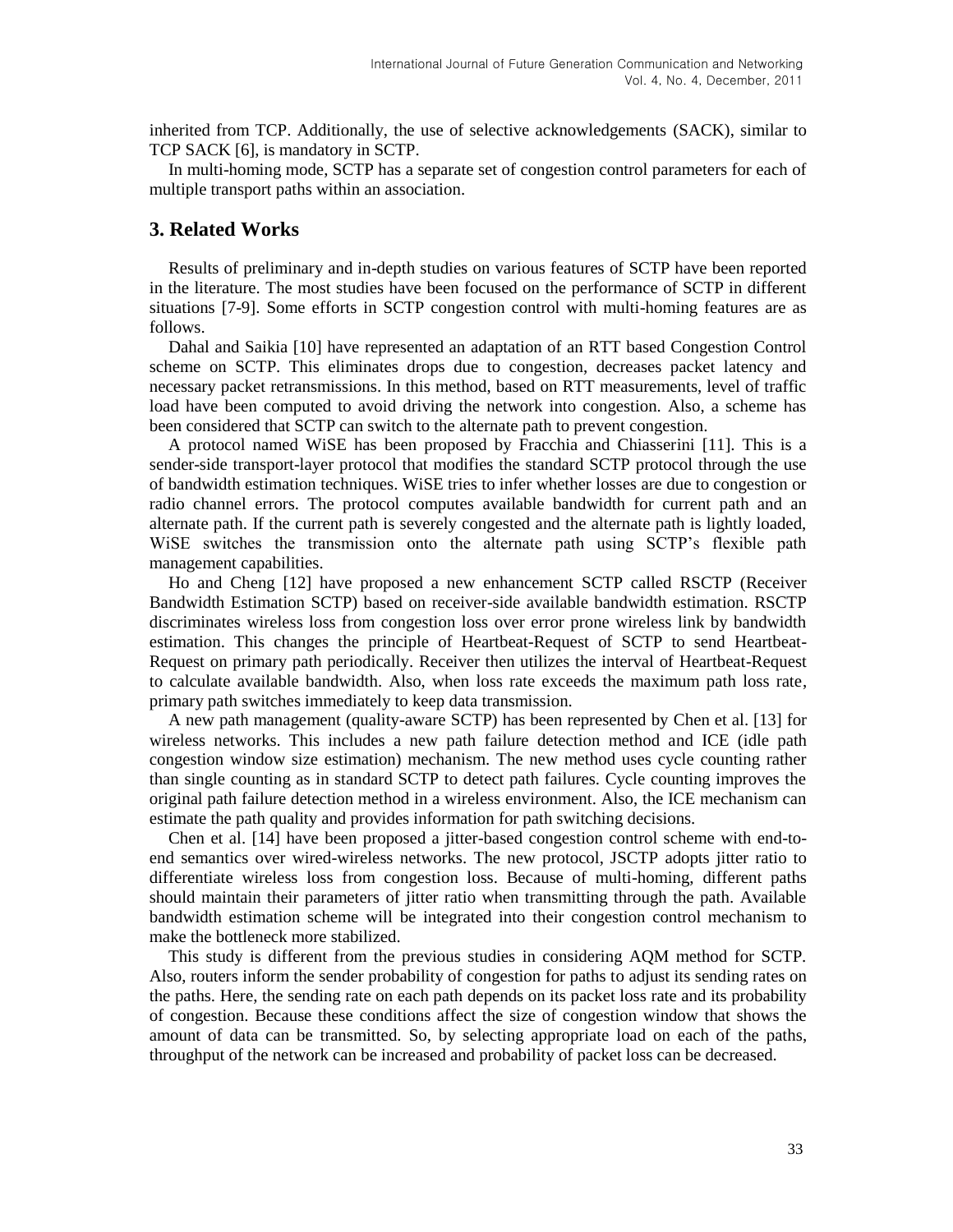inherited from TCP. Additionally, the use of selective acknowledgements (SACK), similar to TCP SACK [6], is mandatory in SCTP.

In multi-homing mode, SCTP has a separate set of congestion control parameters for each of multiple transport paths within an association.

## 3. Related Works

Results of preliminary and in-depth studies on various features of SCTP have been reported in the literature. The most studies have been focused on the performance of SCTP in different situations [7-9]. Some efforts in SCTP congestion control with multi-homing features are as follows.

Dahal and Saikia [10] have represented an adaptation of an RTT based Congestion Control scheme on SCTP. This eliminates drops due to congestion, decreases packet latency and necessary packet retransmissions. In this method, based on RTT measurements, level of traffic load have been computed to avoid driving the network into congestion. Also, a scheme has been considered that SCTP can switch to the alternate path to prevent congestion.

A protocol named WiSE has been proposed by Fracchia and Chiasserini [11]. This is a sender-side transport-layer protocol that modifies the standard SCTP protocol through the use of bandwidth estimation techniques. WiSE tries to infer whether losses are due to congestion or radio channel errors. The protocol computes available bandwidth for current path and an alternate path. If the current path is severely congested and the alternate path is lightly loaded, WiSE switches the transmission onto the alternate path using SCTP's flexible path management capabilities.

Ho and Cheng [12] have proposed a new enhancement SCTP called RSCTP (Receiver Bandwidth Estimation SCTP) based on receiver-side available bandwidth estimation. RSCTP discriminates wireless loss from congestion loss over error prone wireless link by bandwidth estimation. This changes the principle of Heartbeat-Request of SCTP to send Heartbeat-Request on primary path periodically. Receiver then utilizes the interval of Heartbeat-Request to calculate available bandwidth. Also, when loss rate exceeds the maximum path loss rate, primary path switches immediately to keep data transmission.

A new path management (quality-aware SCTP) has been represented by Chen et al. [13] for wireless networks. This includes a new path failure detection method and ICE (idle path congestion window size estimation) mechanism. The new method uses cycle counting rather than single counting as in standard SCTP to detect path failures. Cycle counting improves the original path failure detection method in a wireless environment. Also, the ICE mechanism can estimate the path quality and provides information for path switching decisions.

Chen et al. [14] have been proposed a jitter-based congestion control scheme with end-to-end semantics over wired-wireless networks. The new protocol, JSCTP adopts jitter ratio to differentiate wireless loss from congestion loss. Because of multi-homing, different paths should maintain their parameters of jitter ratio when transmitting through the path. Available bandwidth estimation scheme will be integrated into their congestion control mechanism to make the bottleneck more stabilized.

This study is different from the previous studies in considering AQM method for SCTP. Also, routers inform the sender probability of congestion for paths to adjust its sending rates on the paths. Here, the sending rate on each path depends on its packet loss rate and its probability of congestion. Because these conditions affect the size of congestion window that shows the amount of data can be transmitted. So, by selecting appropriate load on each of the paths, throughput of the network can be increased and probability of packet loss can be decreased.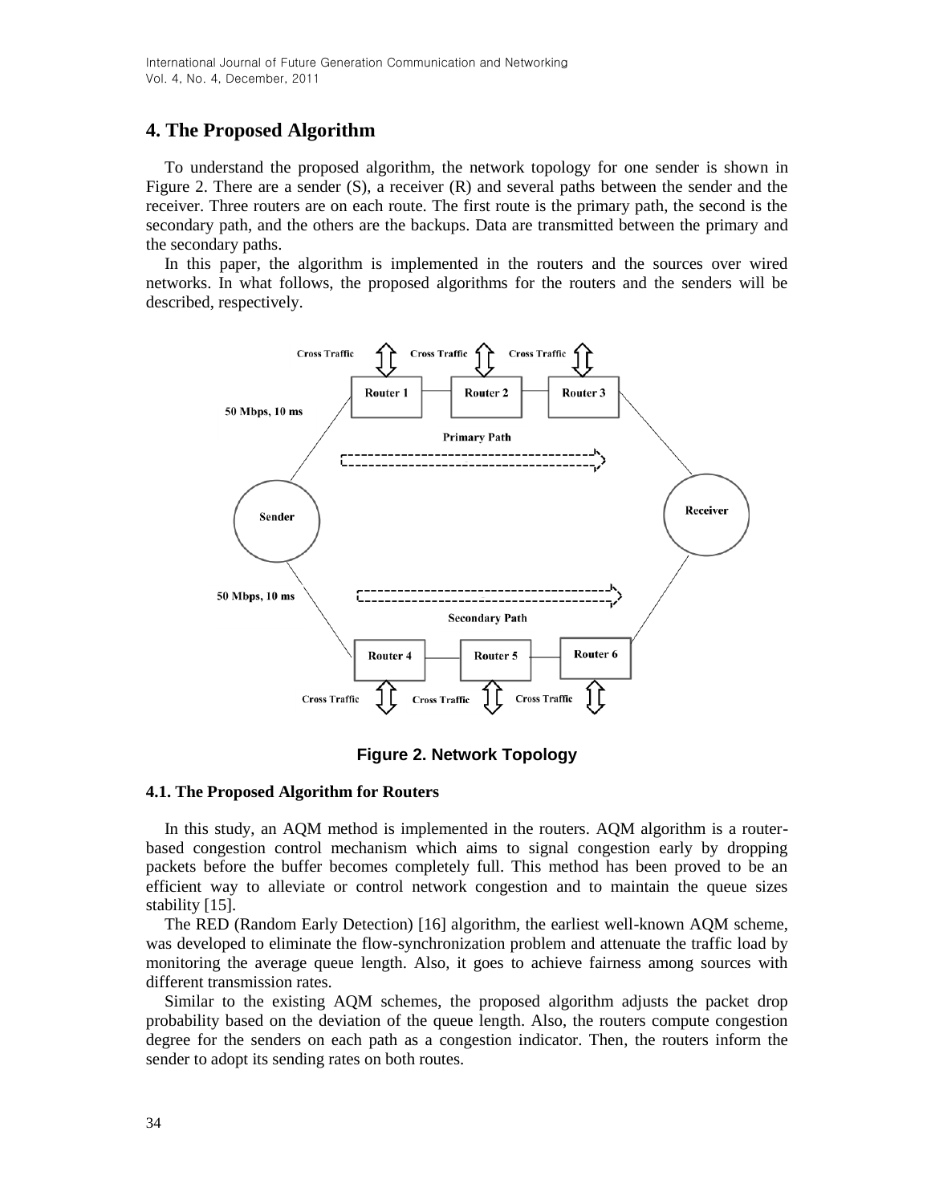## 4. The Proposed Algorithm

To understand the proposed algorithm, the network topology for one sender is shown in Figure 2. There are a sender (S), a receiver (R) and several paths between the sender and the receiver. Three routers are on each route. The first route is the primary path, the second is the secondary path, and the others are the backups. Data are transmitted between the primary and the secondary paths.

In this paper, the algorithm is implemented in the routers and the sources over wired networks. In what follows, the proposed algorithms for the routers and the senders will be described, respectively.

**Figure 2. Network Topology**

### 4.1. The Proposed Algorithm for Routers

In this study, an AQM method is implemented in the routers. AQM algorithm is a router-based congestion control mechanism which aims to signal congestion early by dropping packets before the buffer becomes completely full. This method has been proved to be an efficient way to alleviate or control network congestion and to maintain the queue sizes stability [15].

The RED (Random Early Detection) [16] algorithm, the earliest well-known AQM scheme, was developed to eliminate the flow-synchronization problem and attenuate the traffic load by monitoring the average queue length. Also, it goes to achieve fairness among sources with different transmission rates.

Similar to the existing AQM schemes, the proposed algorithm adjusts the packet drop probability based on the deviation of the queue length. Also, the routers compute congestion degree for the senders on each path as a congestion indicator. Then, the routers inform the sender to adopt its sending rates on both routes.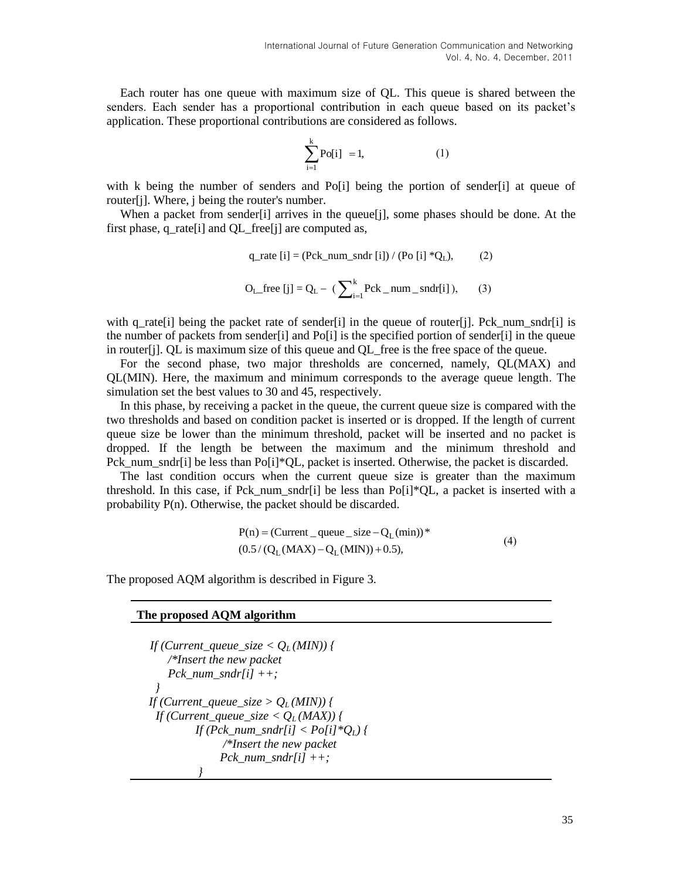Each router has one queue with maximum size of QL. This queue is shared between the senders. Each sender has a proportional contribution in each queue based on its packet's application. These proportional contributions are considered as follows.

$$\sum_{i=1}^{k} Po[i] = 1, \qquad (1)$$

with k being the number of senders and Po[i] being the portion of sender[i] at queue of router[j]. Where, j being the router's number.

When a packet from sender[i] arrives in the queue[j], some phases should be done. At the first phase, q_rate[i] and QL_free[j] are computed as,

$$q\_rate\,[i] = (Pck\_num\_sndr\,[i]) \,/\, (Po\,[i] * Q_L), \qquad (2)$$

$$O_L\_free\,[j] = Q_L - \left(\sum_{i=1}^{k} Pck\_num\_sndr[i]\right), \qquad (3)$$

with q_rate[i] being the packet rate of sender[i] in the queue of router[j]. Pck_num_sndr[i] is the number of packets from sender[i] and Po[i] is the specified portion of sender[i] in the queue in router[j]. QL is maximum size of this queue and QL_free is the free space of the queue.

For the second phase, two major thresholds are concerned, namely, QL(MAX) and QL(MIN). Here, the maximum and minimum corresponds to the average queue length. The simulation set the best values to 30 and 45, respectively.

In this phase, by receiving a packet in the queue, the current queue size is compared with the two thresholds and based on condition packet is inserted or is dropped. If the length of current queue size be lower than the minimum threshold, packet will be inserted and no packet is dropped. If the length be between the maximum and the minimum threshold and Pck_num_sndr[i] be less than Po[i]*QL, packet is inserted. Otherwise, the packet is discarded.

The last condition occurs when the current queue size is greater than the maximum threshold. In this case, if Pck_num_sndr[i] be less than Po[i]*QL, a packet is inserted with a probability P(n). Otherwise, the packet should be discarded.

$$\begin{aligned} P(n) &= (Current\_queue\_size - Q_L(min)) * \\ &(0.5 / (Q_L(MAX) - Q_L(MIN)) + 0.5), \end{aligned} \qquad (4)$$

The proposed AQM algorithm is described in Figure 3.

**The proposed AQM algorithm**

```
If (Current_queue_size < QL(MIN)) {
    /*Insert the new packet
    Pck_num_sndr[i] ++;
 }
If (Current_queue_size > QL(MIN)) {
  If (Current_queue_size < QL(MAX)) {
        If (Pck_num_sndr[i] < Po[i]*QL) {
              /*Insert the new packet
              Pck_num_sndr[i] ++;
         }
```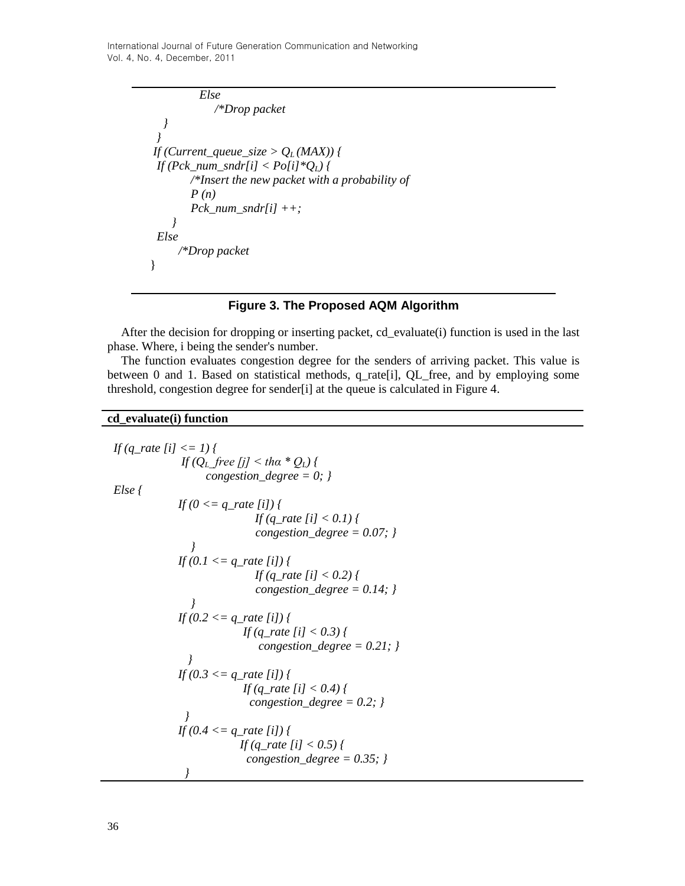```
            Else
                /*Drop packet
    }
  }
  If (Current_queue_size > Q_L (MAX)) {
   If (Pck_num_sndr[i] < Po[i]*Q_L) {
          /*Insert the new packet with a probability of
          P (n)
          Pck_num_sndr[i] ++;
      }
   Else
        /*Drop packet
  }
```

**Figure 3. The Proposed AQM Algorithm**

After the decision for dropping or inserting packet, cd_evaluate(i) function is used in the last phase. Where, i being the sender's number.

The function evaluates congestion degree for the senders of arriving packet. This value is between 0 and 1. Based on statistical methods, q_rate[i], QL_free, and by employing some threshold, congestion degree for sender[i] at the queue is calculated in Figure 4.

**cd_evaluate(i) function**

```
If (q_rate [i] <= 1) {
           If (Q_L_free [j] < thα * Q_L) {
                congestion_degree = 0; }
Else {
          If (0 <= q_rate [i]) {
                         If (q_rate [i] < 0.1) {
                         congestion_degree = 0.07; }
             }
          If (0.1 <= q_rate [i]) {
                         If (q_rate [i] < 0.2) {
                         congestion_degree = 0.14; }
             }
          If (0.2 <= q_rate [i]) {
                      If (q_rate [i] < 0.3) {
                          congestion_degree = 0.21; }
            }
          If (0.3 <= q_rate [i]) {
                      If (q_rate [i] < 0.4) {
                        congestion_degree = 0.2; }
            }
          If (0.4 <= q_rate [i]) {
                     If (q_rate [i] < 0.5) {
                       congestion_degree = 0.35; }
            }
```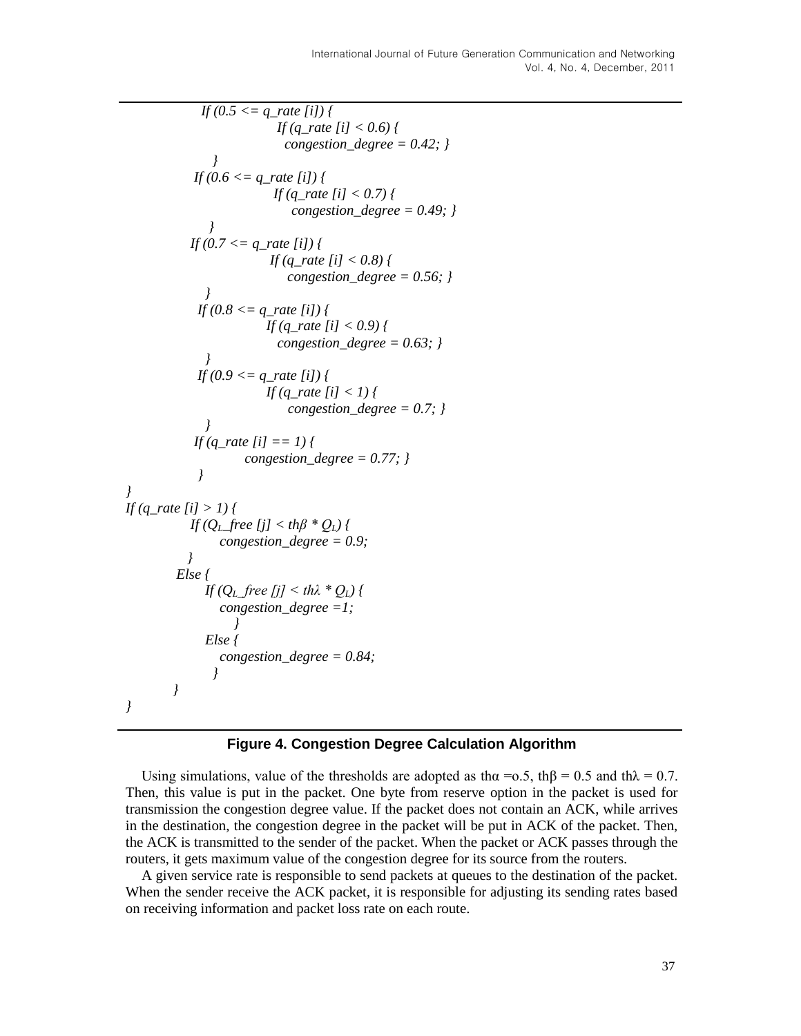```
            If (0.5 <= q_rate [i]) {
                        If (q_rate [i] < 0.6) {
                          congestion_degree = 0.42; }
              }
            If (0.6 <= q_rate [i]) {
                        If (q_rate [i] < 0.7) {
                            congestion_degree = 0.49; }
              }
            If (0.7 <= q_rate [i]) {
                        If (q_rate [i] < 0.8) {
                            congestion_degree = 0.56; }
              }
            If (0.8 <= q_rate [i]) {
                        If (q_rate [i] < 0.9) {
                          congestion_degree = 0.63; }
              }
            If (0.9 <= q_rate [i]) {
                        If (q_rate [i] < 1) {
                            congestion_degree = 0.7; }
              }
            If (q_rate [i] == 1) {
                    congestion_degree = 0.77; }
            }
}
If (q_rate [i] > 1) {
          If (Q_L_free [j] < thβ * Q_L) {
                congestion_degree = 0.9;
          }
        Else {
              If (Q_L_free [j] < thλ * Q_L) {
                congestion_degree =1;
                  }
              Else {
                congestion_degree = 0.84;
               }
        }
}
```

**Figure 4. Congestion Degree Calculation Algorithm**

Using simulations, value of the thresholds are adopted as $th\alpha$ =o.5, $th\beta = 0.5$ and $th\lambda = 0.7$. Then, this value is put in the packet. One byte from reserve option in the packet is used for transmission the congestion degree value. If the packet does not contain an ACK, while arrives in the destination, the congestion degree in the packet will be put in ACK of the packet. Then, the ACK is transmitted to the sender of the packet. When the packet or ACK passes through the routers, it gets maximum value of the congestion degree for its source from the routers.

A given service rate is responsible to send packets at queues to the destination of the packet. When the sender receive the ACK packet, it is responsible for adjusting its sending rates based on receiving information and packet loss rate on each route.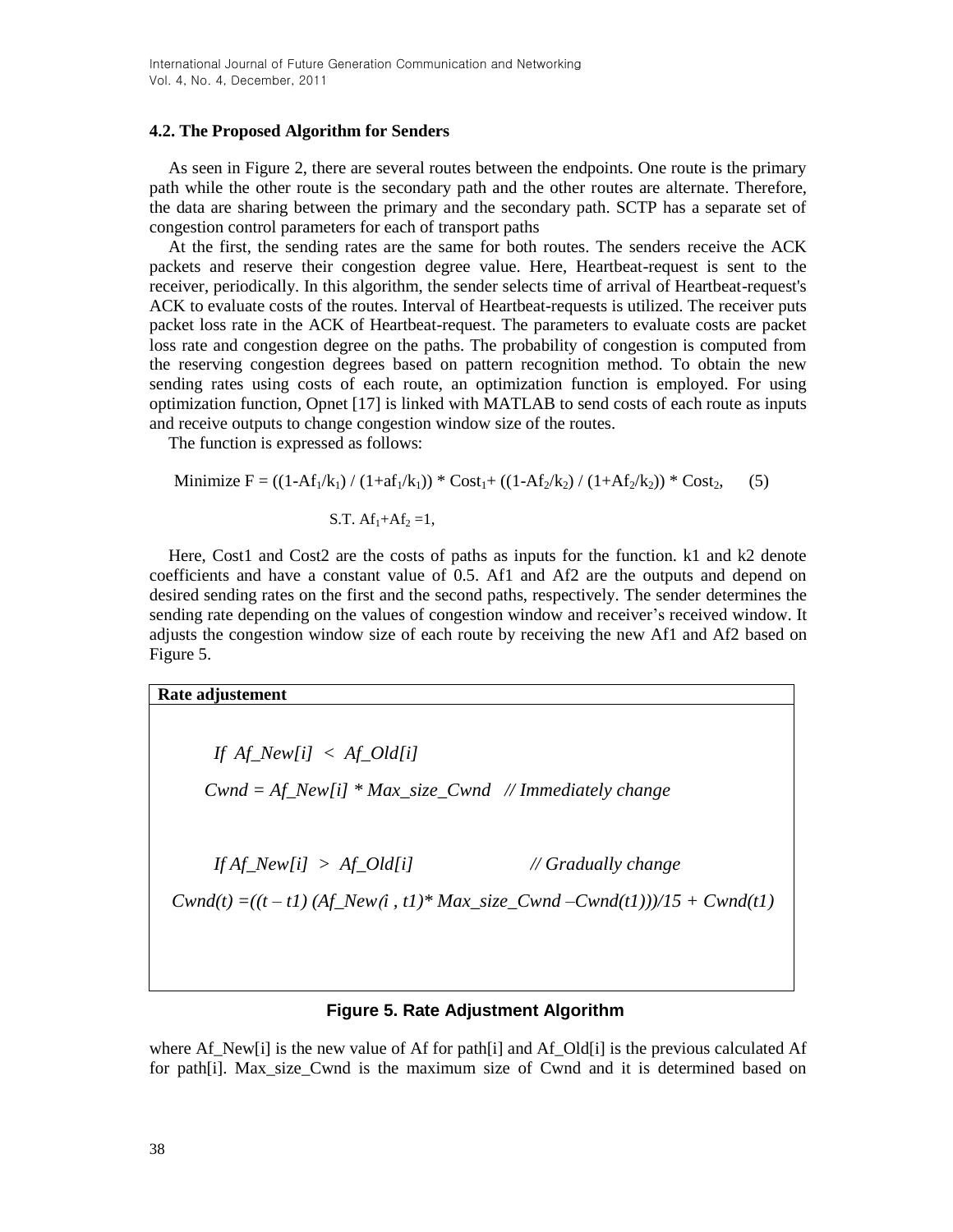### 4.2. The Proposed Algorithm for Senders

As seen in Figure 2, there are several routes between the endpoints. One route is the primary path while the other route is the secondary path and the other routes are alternate. Therefore, the data are sharing between the primary and the secondary path. SCTP has a separate set of congestion control parameters for each of transport paths

At the first, the sending rates are the same for both routes. The senders receive the ACK packets and reserve their congestion degree value. Here, Heartbeat-request is sent to the receiver, periodically. In this algorithm, the sender selects time of arrival of Heartbeat-request's ACK to evaluate costs of the routes. Interval of Heartbeat-requests is utilized. The receiver puts packet loss rate in the ACK of Heartbeat-request. The parameters to evaluate costs are packet loss rate and congestion degree on the paths. The probability of congestion is computed from the reserving congestion degrees based on pattern recognition method. To obtain the new sending rates using costs of each route, an optimization function is employed. For using optimization function, Opnet [17] is linked with MATLAB to send costs of each route as inputs and receive outputs to change congestion window size of the routes.

The function is expressed as follows:

$$\text{Minimize } F = ((1-Af_1/k_1) / (1+af_1/k_1)) * Cost_1 + ((1-Af_2/k_2) / (1+Af_2/k_2)) * Cost_2, \quad (5)$$

$$\text{S.T. } Af_1+Af_2 = 1,$$

Here, Cost1 and Cost2 are the costs of paths as inputs for the function. k1 and k2 denote coefficients and have a constant value of 0.5. Af1 and Af2 are the outputs and depend on desired sending rates on the first and the second paths, respectively. The sender determines the sending rate depending on the values of congestion window and receiver's received window. It adjusts the congestion window size of each route by receiving the new Af1 and Af2 based on Figure 5.

```
Rate adjustement

    If  Af_New[i]  <  Af_Old[i]
    Cwnd = Af_New[i] * Max_size_Cwnd   // Immediately change

    If Af_New[i]  >  Af_Old[i]                // Gradually change
 Cwnd(t) =((t – t1) (Af_New(i , t1)* Max_size_Cwnd –Cwnd(t1)))/15 + Cwnd(t1)
```

**Figure 5. Rate Adjustment Algorithm**

where Af_New[i] is the new value of Af for path[i] and Af_Old[i] is the previous calculated Af for path[i]. Max_size_Cwnd is the maximum size of Cwnd and it is determined based on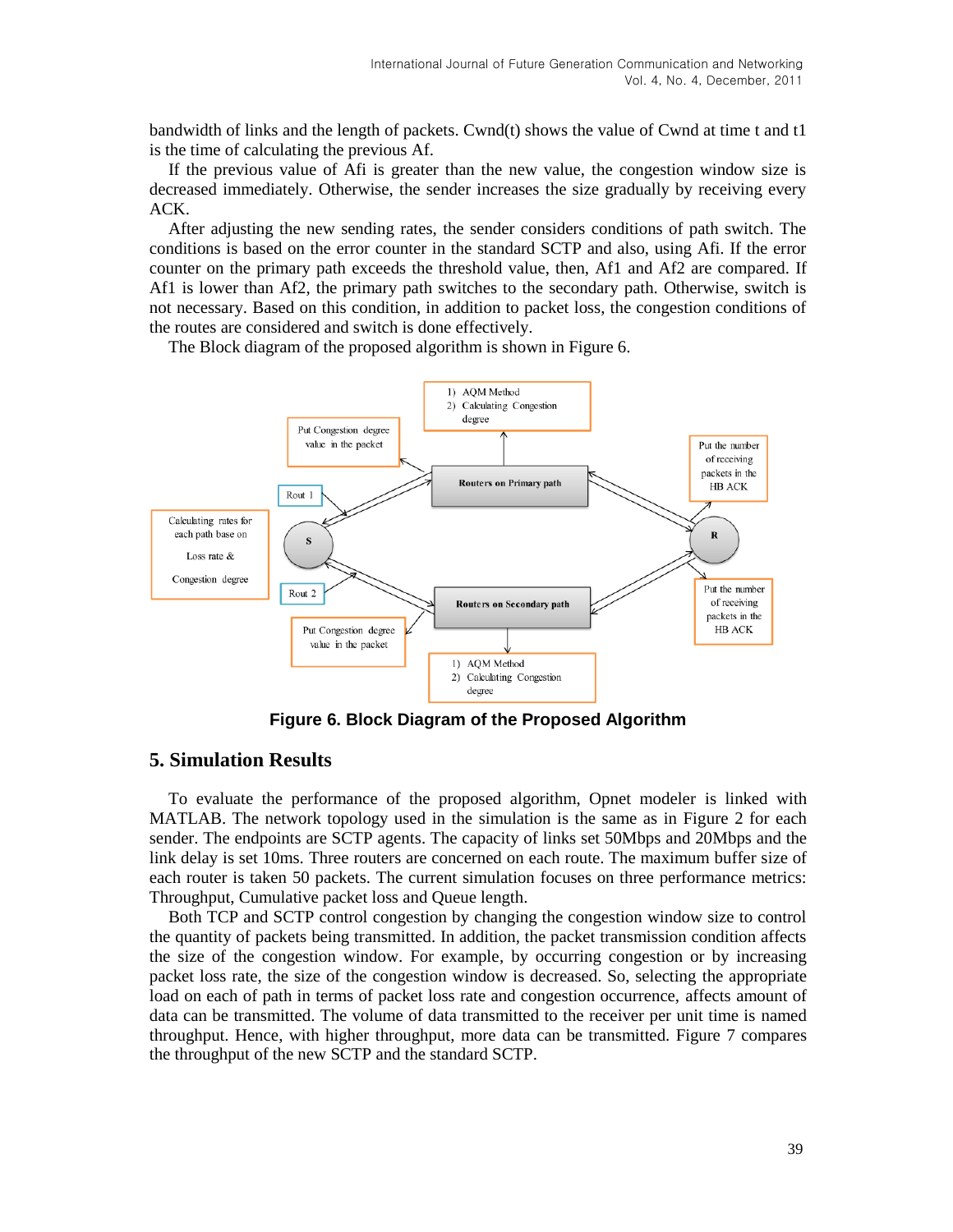bandwidth of links and the length of packets. Cwnd(t) shows the value of Cwnd at time t and t1 is the time of calculating the previous Af.

If the previous value of Afi is greater than the new value, the congestion window size is decreased immediately. Otherwise, the sender increases the size gradually by receiving every ACK.

After adjusting the new sending rates, the sender considers conditions of path switch. The conditions is based on the error counter in the standard SCTP and also, using Afi. If the error counter on the primary path exceeds the threshold value, then, Af1 and Af2 are compared. If Af1 is lower than Af2, the primary path switches to the secondary path. Otherwise, switch is not necessary. Based on this condition, in addition to packet loss, the congestion conditions of the routes are considered and switch is done effectively.

The Block diagram of the proposed algorithm is shown in Figure 6.

**Figure 6. Block Diagram of the Proposed Algorithm**

## 5. Simulation Results

To evaluate the performance of the proposed algorithm, Opnet modeler is linked with MATLAB. The network topology used in the simulation is the same as in Figure 2 for each sender. The endpoints are SCTP agents. The capacity of links set 50Mbps and 20Mbps and the link delay is set 10ms. Three routers are concerned on each route. The maximum buffer size of each router is taken 50 packets. The current simulation focuses on three performance metrics: Throughput, Cumulative packet loss and Queue length.

Both TCP and SCTP control congestion by changing the congestion window size to control the quantity of packets being transmitted. In addition, the packet transmission condition affects the size of the congestion window. For example, by occurring congestion or by increasing packet loss rate, the size of the congestion window is decreased. So, selecting the appropriate load on each of path in terms of packet loss rate and congestion occurrence, affects amount of data can be transmitted. The volume of data transmitted to the receiver per unit time is named throughput. Hence, with higher throughput, more data can be transmitted. Figure 7 compares the throughput of the new SCTP and the standard SCTP.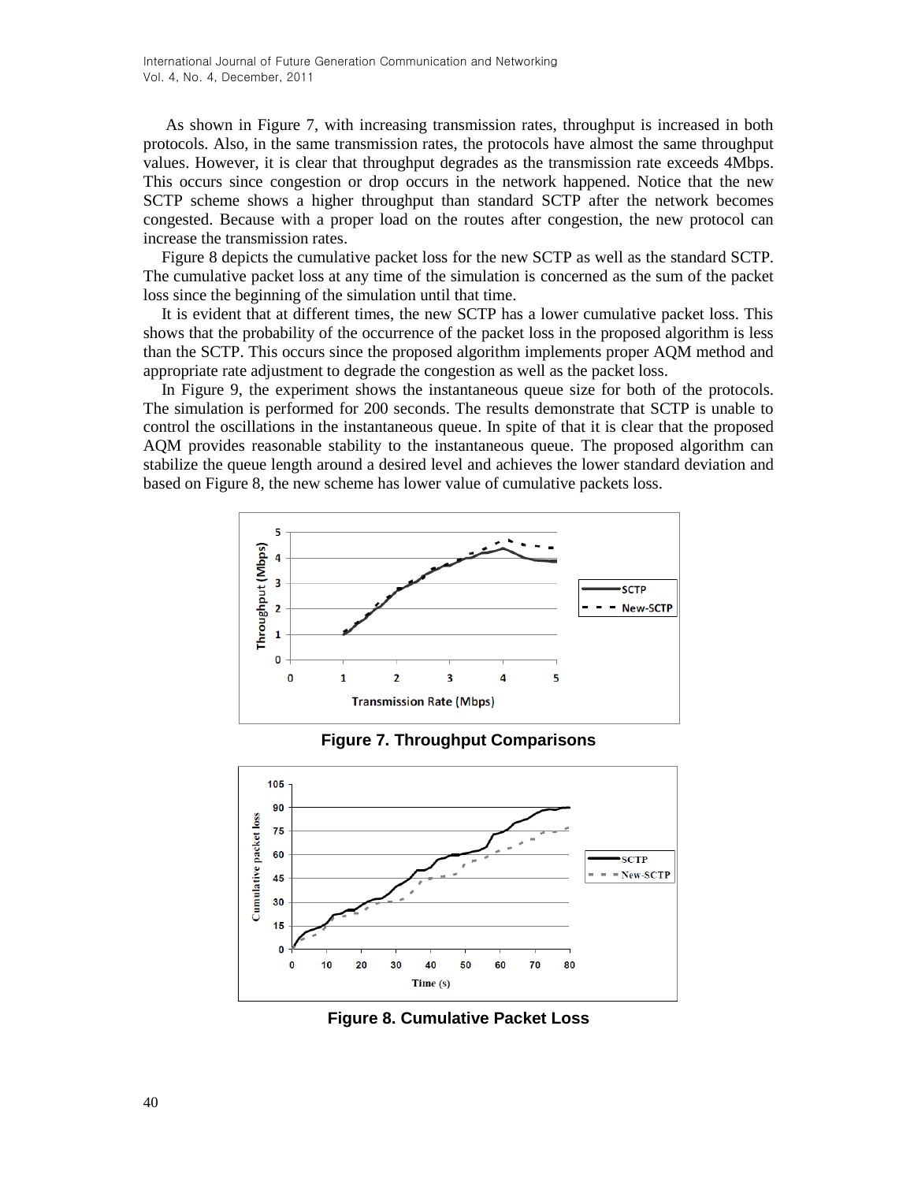As shown in Figure 7, with increasing transmission rates, throughput is increased in both protocols. Also, in the same transmission rates, the protocols have almost the same throughput values. However, it is clear that throughput degrades as the transmission rate exceeds 4Mbps. This occurs since congestion or drop occurs in the network happened. Notice that the new SCTP scheme shows a higher throughput than standard SCTP after the network becomes congested. Because with a proper load on the routes after congestion, the new protocol can increase the transmission rates.

Figure 8 depicts the cumulative packet loss for the new SCTP as well as the standard SCTP. The cumulative packet loss at any time of the simulation is concerned as the sum of the packet loss since the beginning of the simulation until that time.

It is evident that at different times, the new SCTP has a lower cumulative packet loss. This shows that the probability of the occurrence of the packet loss in the proposed algorithm is less than the SCTP. This occurs since the proposed algorithm implements proper AQM method and appropriate rate adjustment to degrade the congestion as well as the packet loss.

In Figure 9, the experiment shows the instantaneous queue size for both of the protocols. The simulation is performed for 200 seconds. The results demonstrate that SCTP is unable to control the oscillations in the instantaneous queue. In spite of that it is clear that the proposed AQM provides reasonable stability to the instantaneous queue. The proposed algorithm can stabilize the queue length around a desired level and achieves the lower standard deviation and based on Figure 8, the new scheme has lower value of cumulative packets loss.

**Figure 7. Throughput Comparisons**

**Figure 8. Cumulative Packet Loss**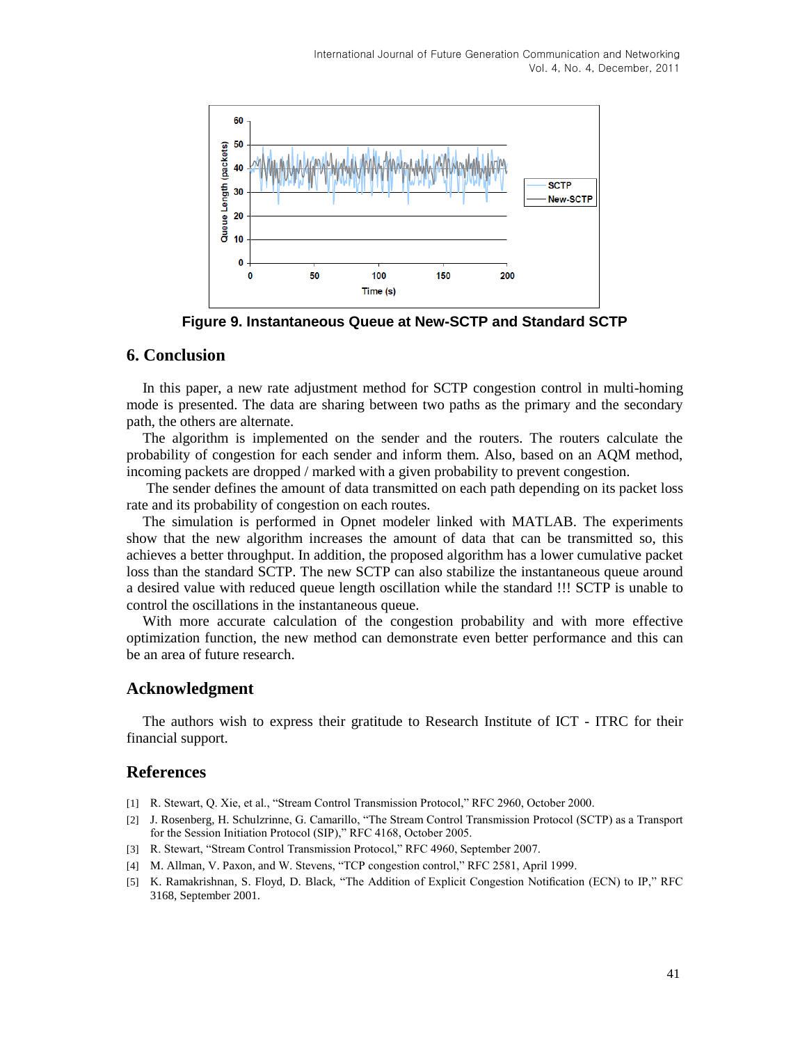**Figure 9. Instantaneous Queue at New-SCTP and Standard SCTP**

## 6. Conclusion

In this paper, a new rate adjustment method for SCTP congestion control in multi-homing mode is presented. The data are sharing between two paths as the primary and the secondary path, the others are alternate.

The algorithm is implemented on the sender and the routers. The routers calculate the probability of congestion for each sender and inform them. Also, based on an AQM method, incoming packets are dropped / marked with a given probability to prevent congestion.

The sender defines the amount of data transmitted on each path depending on its packet loss rate and its probability of congestion on each routes.

The simulation is performed in Opnet modeler linked with MATLAB. The experiments show that the new algorithm increases the amount of data that can be transmitted so, this achieves a better throughput. In addition, the proposed algorithm has a lower cumulative packet loss than the standard SCTP. The new SCTP can also stabilize the instantaneous queue around a desired value with reduced queue length oscillation while the standard !!! SCTP is unable to control the oscillations in the instantaneous queue.

With more accurate calculation of the congestion probability and with more effective optimization function, the new method can demonstrate even better performance and this can be an area of future research.

## Acknowledgment

The authors wish to express their gratitude to Research Institute of ICT - ITRC for their financial support.

## References

[1] R. Stewart, Q. Xie, et al., "Stream Control Transmission Protocol," RFC 2960, October 2000.

[2] J. Rosenberg, H. Schulzrinne, G. Camarillo, "The Stream Control Transmission Protocol (SCTP) as a Transport for the Session Initiation Protocol (SIP)," RFC 4168, October 2005.

[3] R. Stewart, "Stream Control Transmission Protocol," RFC 4960, September 2007.

[4] M. Allman, V. Paxon, and W. Stevens, "TCP congestion control," RFC 2581, April 1999.

[5] K. Ramakrishnan, S. Floyd, D. Black, "The Addition of Explicit Congestion Notification (ECN) to IP," RFC 3168, September 2001.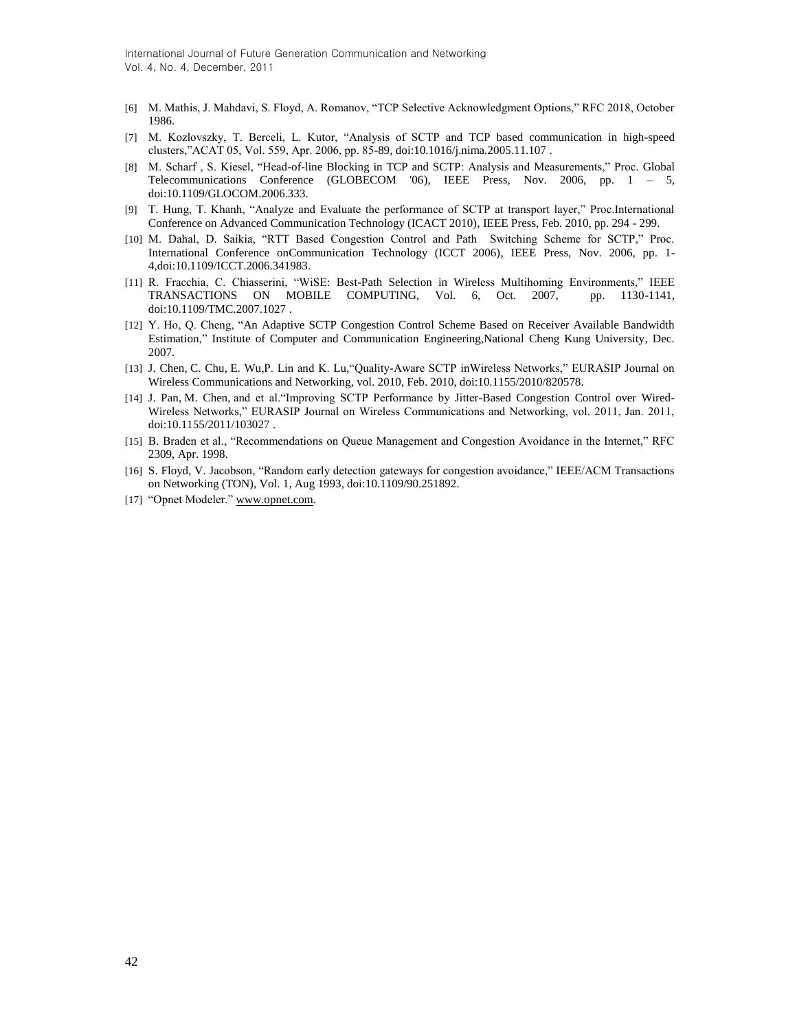[6] M. Mathis, J. Mahdavi, S. Floyd, A. Romanov, "TCP Selective Acknowledgment Options," RFC 2018, October 1986.

[7] M. Kozlovszky, T. Berceli, L. Kutor, "Analysis of SCTP and TCP based communication in high-speed clusters,"ACAT 05, Vol. 559, Apr. 2006, pp. 85-89, doi:10.1016/j.nima.2005.11.107 .

[8] M. Scharf , S. Kiesel, "Head-of-line Blocking in TCP and SCTP: Analysis and Measurements," Proc. Global Telecommunications Conference (GLOBECOM '06), IEEE Press, Nov. 2006, pp. 1 – 5, doi:10.1109/GLOCOM.2006.333.

[9] T. Hung, T. Khanh, "Analyze and Evaluate the performance of SCTP at transport layer," Proc.International Conference on Advanced Communication Technology (ICACT 2010), IEEE Press, Feb. 2010, pp. 294 - 299.

[10] M. Dahal, D. Saikia, "RTT Based Congestion Control and Path Switching Scheme for SCTP," Proc. International Conference onCommunication Technology (ICCT 2006), IEEE Press, Nov. 2006, pp. 1-4,doi:10.1109/ICCT.2006.341983.

[11] R. Fracchia, C. Chiasserini, "WiSE: Best-Path Selection in Wireless Multihoming Environments," IEEE TRANSACTIONS ON MOBILE COMPUTING, Vol. 6, Oct. 2007, pp. 1130-1141, doi:10.1109/TMC.2007.1027 .

[12] Y. Ho, Q. Cheng, "An Adaptive SCTP Congestion Control Scheme Based on Receiver Available Bandwidth Estimation," Institute of Computer and Communication Engineering,National Cheng Kung University, Dec. 2007.

[13] J. Chen, C. Chu, E. Wu,P. Lin and K. Lu,"Quality-Aware SCTP inWireless Networks," EURASIP Journal on Wireless Communications and Networking, vol. 2010, Feb. 2010, doi:10.1155/2010/820578.

[14] J. Pan, M. Chen, and et al."Improving SCTP Performance by Jitter-Based Congestion Control over Wired-Wireless Networks," EURASIP Journal on Wireless Communications and Networking, vol. 2011, Jan. 2011, doi:10.1155/2011/103027 .

[15] B. Braden et al., "Recommendations on Queue Management and Congestion Avoidance in the Internet," RFC 2309, Apr. 1998.

[16] S. Floyd, V. Jacobson, "Random early detection gateways for congestion avoidance," IEEE/ACM Transactions on Networking (TON), Vol. 1, Aug 1993, doi:10.1109/90.251892.

[17] "Opnet Modeler." www.opnet.com.